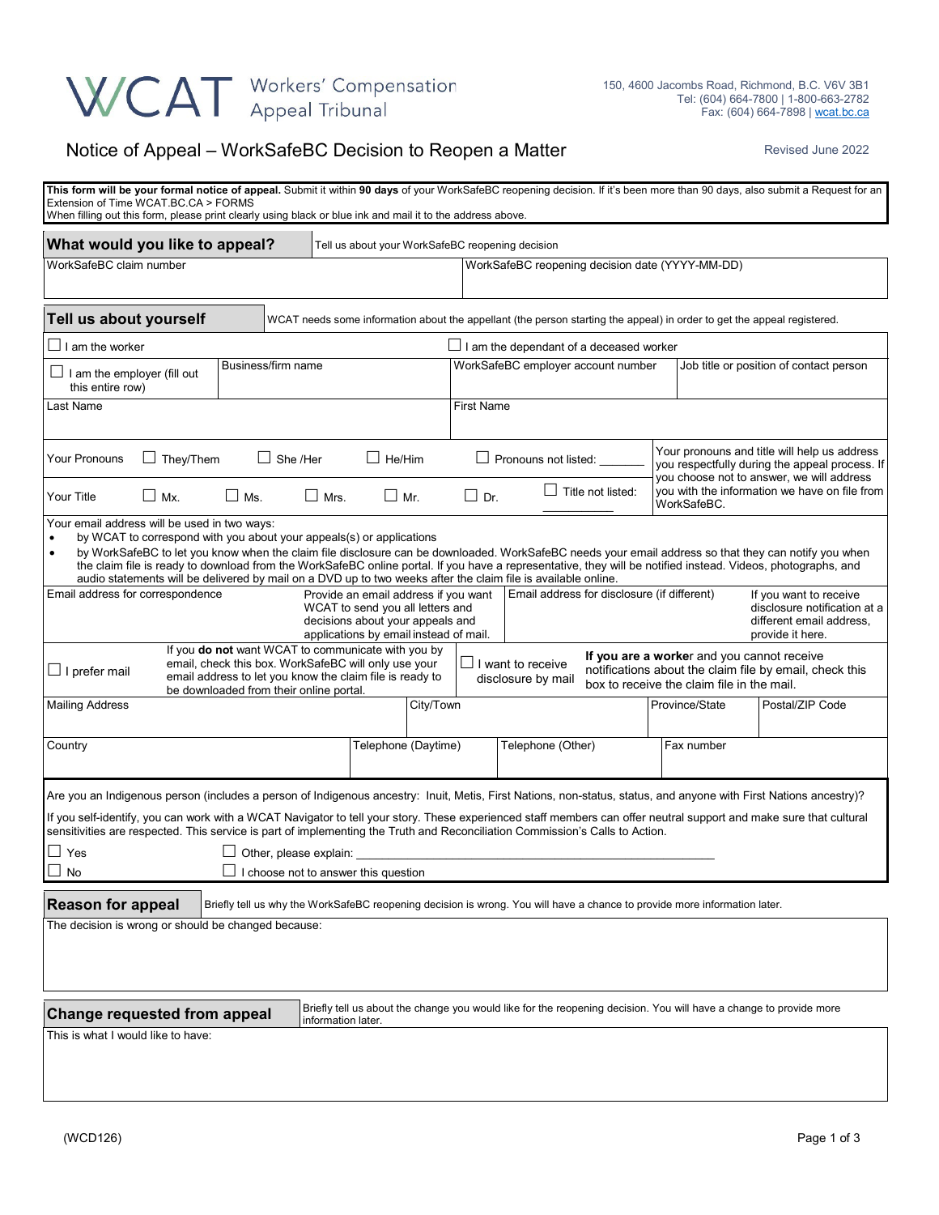# WCAT Workers' Compensation Appeal Tribunal

150, 4600 Jacombs Road, Richmond, B.C. V6V 3B1
Tel: (604) 664-7800 | 1-800-663-2782
Fax: (604) 664-7898 | wcat.bc.ca

## Notice of Appeal – WorkSafeBC Decision to Reopen a Matter

Revised June 2022

**This form will be your formal notice of appeal.** Submit it within **90 days** of your WorkSafeBC reopening decision. If it's been more than 90 days, also submit a Request for an Extension of Time WCAT.BC.CA > FORMS
When filling out this form, please print clearly using black or blue ink and mail it to the address above.

## What would you like to appeal?

Tell us about your WorkSafeBC reopening decision

| WorkSafeBC claim number | WorkSafeBC reopening decision date (YYYY-MM-DD) |
|---|---|
| | |

## Tell us about yourself

WCAT needs some information about the appellant (the person starting the appeal) in order to get the appeal registered.

☐ I am the worker

☐ I am the dependant of a deceased worker

| ☐ I am the employer (fill out this entire row) | Business/firm name | WorkSafeBC employer account number | Job title or position of contact person |
|---|---|---|---|
| | | | |

| Last Name | First Name |
|---|---|
| | |

Your Pronouns ☐ They/Them ☐ She /Her ☐ He/Him ☐ Pronouns not listed: _______

Your Title ☐ Mx. ☐ Ms. ☐ Mrs. ☐ Mr. ☐ Dr. ☐ Title not listed: ___________

Your pronouns and title will help us address you respectfully during the appeal process. If you choose not to answer, we will address you with the information we have on file from WorkSafeBC.

Your email address will be used in two ways:

- by WCAT to correspond with you about your appeals(s) or applications
- by WorkSafeBC to let you know when the claim file disclosure can be downloaded. WorkSafeBC needs your email address so that they can notify you when the claim file is ready to download from the WorkSafeBC online portal. If you have a representative, they will be notified instead. Videos, photographs, and audio statements will be delivered by mail on a DVD up to two weeks after the claim file is available online.

| Email address for correspondence | Provide an email address if you want WCAT to send you all letters and decisions about your appeals and applications by email instead of mail. | Email address for disclosure (if different) | If you want to receive disclosure notification at a different email address, provide it here. |
|---|---|---|---|
| | | | |

☐ I prefer mail — If you **do not** want WCAT to communicate with you by email, check this box. WorkSafeBC will only use your email address to let you know the claim file is ready to be downloaded from their online portal.

☐ I want to receive disclosure by mail — **If you are a worker** and you cannot receive notifications about the claim file by email, check this box to receive the claim file in the mail.

| Mailing Address | City/Town | Province/State | Postal/ZIP Code |
|---|---|---|---|
| | | | |

| Country | Telephone (Daytime) | Telephone (Other) | Fax number |
|---|---|---|---|
| | | | |

Are you an Indigenous person (includes a person of Indigenous ancestry: Inuit, Metis, First Nations, non-status, status, and anyone with First Nations ancestry)?

If you self-identify, you can work with a WCAT Navigator to tell your story. These experienced staff members can offer neutral support and make sure that cultural sensitivities are respected. This service is part of implementing the Truth and Reconciliation Commission's Calls to Action.

☐ Yes ☐ Other, please explain: ______________________________________________

☐ No ☐ I choose not to answer this question

## Reason for appeal

Briefly tell us why the WorkSafeBC reopening decision is wrong. You will have a chance to provide more information later.

The decision is wrong or should be changed because:

## Change requested from appeal

Briefly tell us about the change you would like for the reopening decision. You will have a change to provide more information later.

This is what I would like to have:

(WCD126)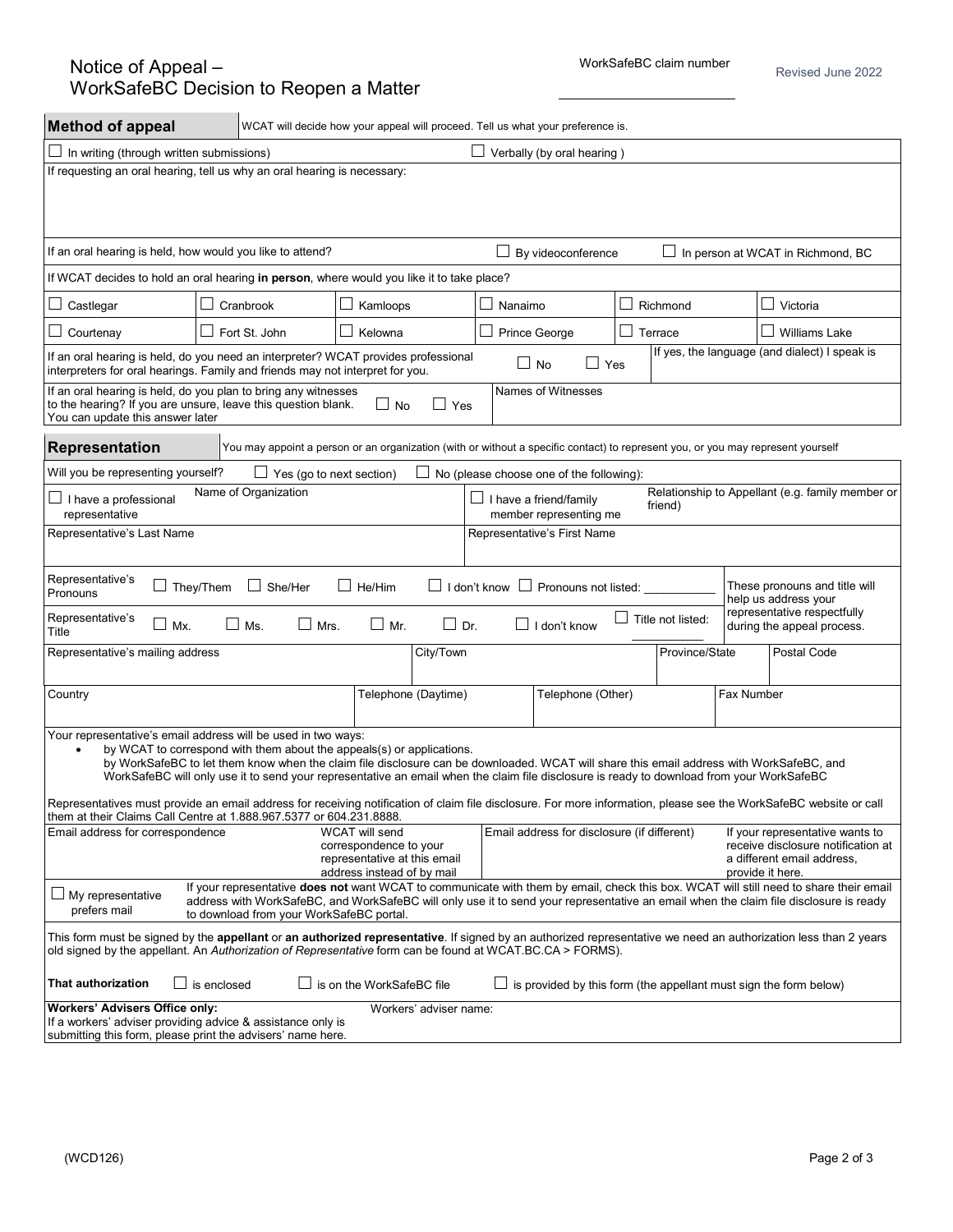# Notice of Appeal – WorkSafeBC Decision to Reopen a Matter

WorkSafeBC claim number ____________________

Revised June 2022

## Method of appeal

WCAT will decide how your appeal will proceed. Tell us what your preference is.

☐ In writing (through written submissions) ☐ Verbally (by oral hearing )

If requesting an oral hearing, tell us why an oral hearing is necessary:

If an oral hearing is held, how would you like to attend? ☐ By videoconference ☐ In person at WCAT in Richmond, BC

If WCAT decides to hold an oral hearing **in person**, where would you like it to take place?

| | | | | | |
|---|---|---|---|---|---|
| ☐ Castlegar | ☐ Cranbrook | ☐ Kamloops | ☐ Nanaimo | ☐ Richmond | ☐ Victoria |
| ☐ Courtenay | ☐ Fort St. John | ☐ Kelowna | ☐ Prince George | ☐ Terrace | ☐ Williams Lake |

If an oral hearing is held, do you need an interpreter? WCAT provides professional interpreters for oral hearings. Family and friends may not interpret for you. ☐ No ☐ Yes — If yes, the language (and dialect) I speak is

If an oral hearing is held, do you plan to bring any witnesses to the hearing? If you are unsure, leave this question blank. You can update this answer later ☐ No ☐ Yes — Names of Witnesses

## Representation

You may appoint a person or an organization (with or without a specific contact) to represent you, or you may represent yourself

Will you be representing yourself? ☐ Yes (go to next section) ☐ No (please choose one of the following):

| | |
|---|---|
| ☐ I have a professional representative — Name of Organization | ☐ I have a friend/family member representing me — Relationship to Appellant (e.g. family member or friend) |
| Representative's Last Name | Representative's First Name |

Representative's Pronouns ☐ They/Them ☐ She/Her ☐ He/Him ☐ I don't know ☐ Pronouns not listed: ___________

Representative's Title ☐ Mx. ☐ Ms. ☐ Mrs. ☐ Mr. ☐ Dr. ☐ I don't know ☐ Title not listed: ___________

These pronouns and title will help us address your representative respectfully during the appeal process.

| Representative's mailing address | City/Town | Province/State | Postal Code |
|---|---|---|---|
| | | | |

| Country | Telephone (Daytime) | Telephone (Other) | Fax Number |
|---|---|---|---|
| | | | |

Your representative's email address will be used in two ways:

- by WCAT to correspond with them about the appeals(s) or applications.
- by WorkSafeBC to let them know when the claim file disclosure can be downloaded. WCAT will share this email address with WorkSafeBC, and WorkSafeBC will only use it to send your representative an email when the claim file disclosure is ready to download from your WorkSafeBC

Representatives must provide an email address for receiving notification of claim file disclosure. For more information, please see the WorkSafeBC website or call them at their Claims Call Centre at 1.888.967.5377 or 604.231.8888.

| Email address for correspondence | WCAT will send correspondence to your representative at this email address instead of by mail | Email address for disclosure (if different) | If your representative wants to receive disclosure notification at a different email address, provide it here. |
|---|---|---|---|

☐ My representative prefers mail — If your representative **does not** want WCAT to communicate with them by email, check this box. WCAT will still need to share their email address with WorkSafeBC, and WorkSafeBC will only use it to send your representative an email when the claim file disclosure is ready to download from your WorkSafeBC portal.

This form must be signed by the **appellant** or **an authorized representative**. If signed by an authorized representative we need an authorization less than 2 years old signed by the appellant. An *Authorization of Representative* form can be found at WCAT.BC.CA > FORMS).

**That authorization** ☐ is enclosed ☐ is on the WorkSafeBC file ☐ is provided by this form (the appellant must sign the form below)

**Workers' Advisers Office only:**
If a workers' adviser providing advice & assistance only is submitting this form, please print the advisers' name here. Workers' adviser name:

(WCD126)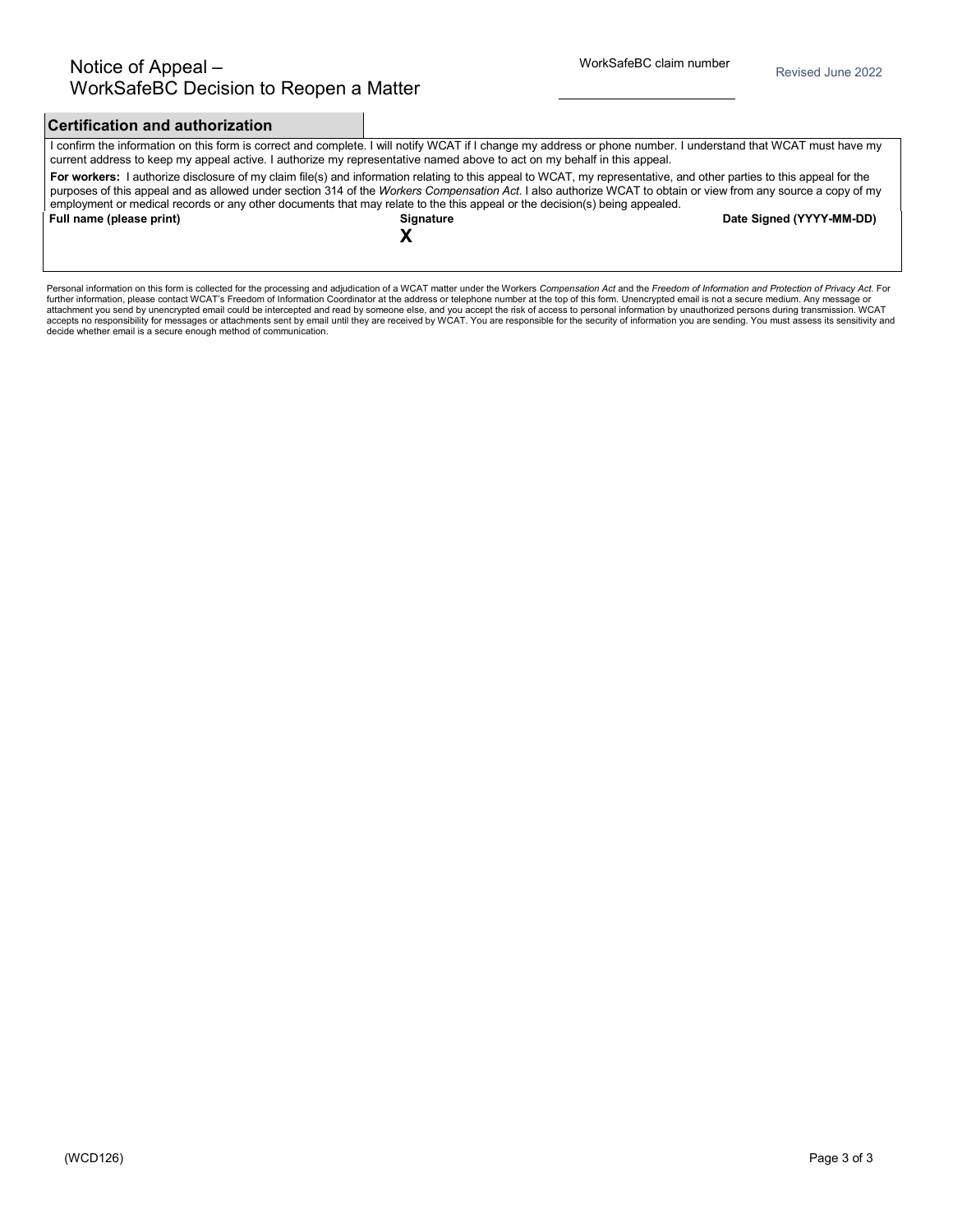## Certification and authorization

I confirm the information on this form is correct and complete. I will notify WCAT if I change my address or phone number. I understand that WCAT must have my current address to keep my appeal active. I authorize my representative named above to act on my behalf in this appeal.

**For workers:** I authorize disclosure of my claim file(s) and information relating to this appeal to WCAT, my representative, and other parties to this appeal for the purposes of this appeal and as allowed under section 314 of the *Workers Compensation Act*. I also authorize WCAT to obtain or view from any source a copy of my employment or medical records or any other documents that may relate to the this appeal or the decision(s) being appealed.

| Full name (please print) | Signature | Date Signed (YYYY-MM-DD) |
| --- | --- | --- |
| | **X** | |

Personal information on this form is collected for the processing and adjudication of a WCAT matter under the Workers *Compensation Act* and the *Freedom of Information and Protection of Privacy Act*. For further information, please contact WCAT's Freedom of Information Coordinator at the address or telephone number at the top of this form. Unencrypted email is not a secure medium. Any message or attachment you send by unencrypted email could be intercepted and read by someone else, and you accept the risk of access to personal information by unauthorized persons during transmission. WCAT accepts no responsibility for messages or attachments sent by email until they are received by WCAT. You are responsible for the security of information you are sending. You must assess its sensitivity and decide whether email is a secure enough method of communication.